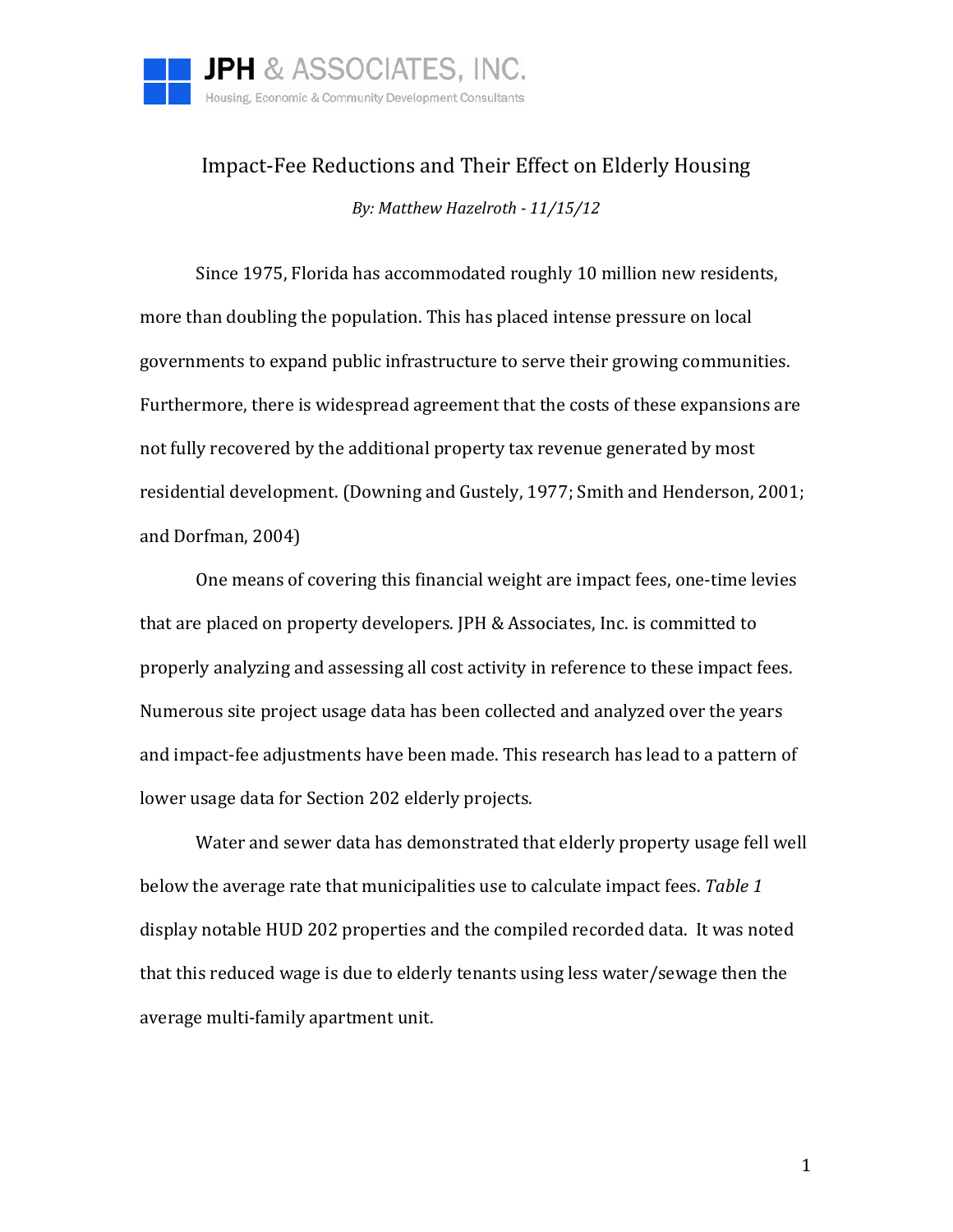JPH & ASSOCIATES, INC.

Housing, Economic & Community Development Consultants

# Impact-Fee Reductions and Their Effect on Elderly Housing

*By: Matthew Hazelroth - 11/15/12*

Since 1975, Florida has accommodated roughly 10 million new residents, more than doubling the population. This has placed intense pressure on local governments to expand public infrastructure to serve their growing communities. Furthermore, there is widespread agreement that the costs of these expansions are not fully recovered by the additional property tax revenue generated by most residential development. (Downing and Gustely, 1977; Smith and Henderson, 2001; and Dorfman, 2004)

One means of covering this financial weight are impact fees, one-time levies that are placed on property developers. JPH & Associates, Inc. is committed to properly analyzing and assessing all cost activity in reference to these impact fees. Numerous site project usage data has been collected and analyzed over the years and impact-fee adjustments have been made. This research has lead to a pattern of lower usage data for Section 202 elderly projects.

Water and sewer data has demonstrated that elderly property usage fell well below the average rate that municipalities use to calculate impact fees. *Table 1* display notable HUD 202 properties and the compiled recorded data. It was noted that this reduced wage is due to elderly tenants using less water/sewage then the average multi-family apartment unit.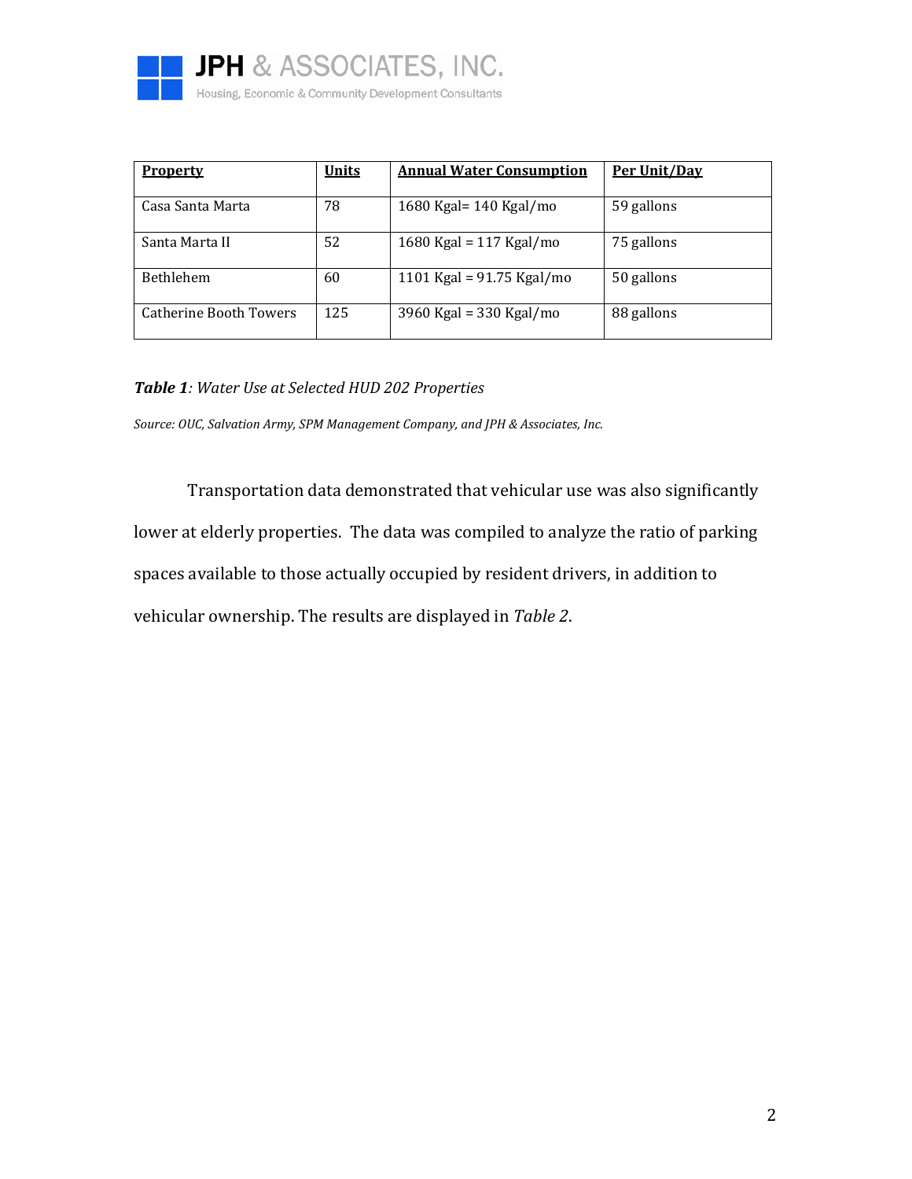| Property | Units | Annual Water Consumption | Per Unit/Day |
|---|---|---|---|
| Casa Santa Marta | 78 | 1680 Kgal= 140 Kgal/mo | 59 gallons |
| Santa Marta II | 52 | 1680 Kgal = 117 Kgal/mo | 75 gallons |
| Bethlehem | 60 | 1101 Kgal = 91.75 Kgal/mo | 50 gallons |
| Catherine Booth Towers | 125 | 3960 Kgal = 330 Kgal/mo | 88 gallons |

***Table 1**: Water Use at Selected HUD 202 Properties*

*Source: OUC, Salvation Army, SPM Management Company, and JPH & Associates, Inc.*

Transportation data demonstrated that vehicular use was also significantly lower at elderly properties. The data was compiled to analyze the ratio of parking spaces available to those actually occupied by resident drivers, in addition to vehicular ownership. The results are displayed in *Table 2*.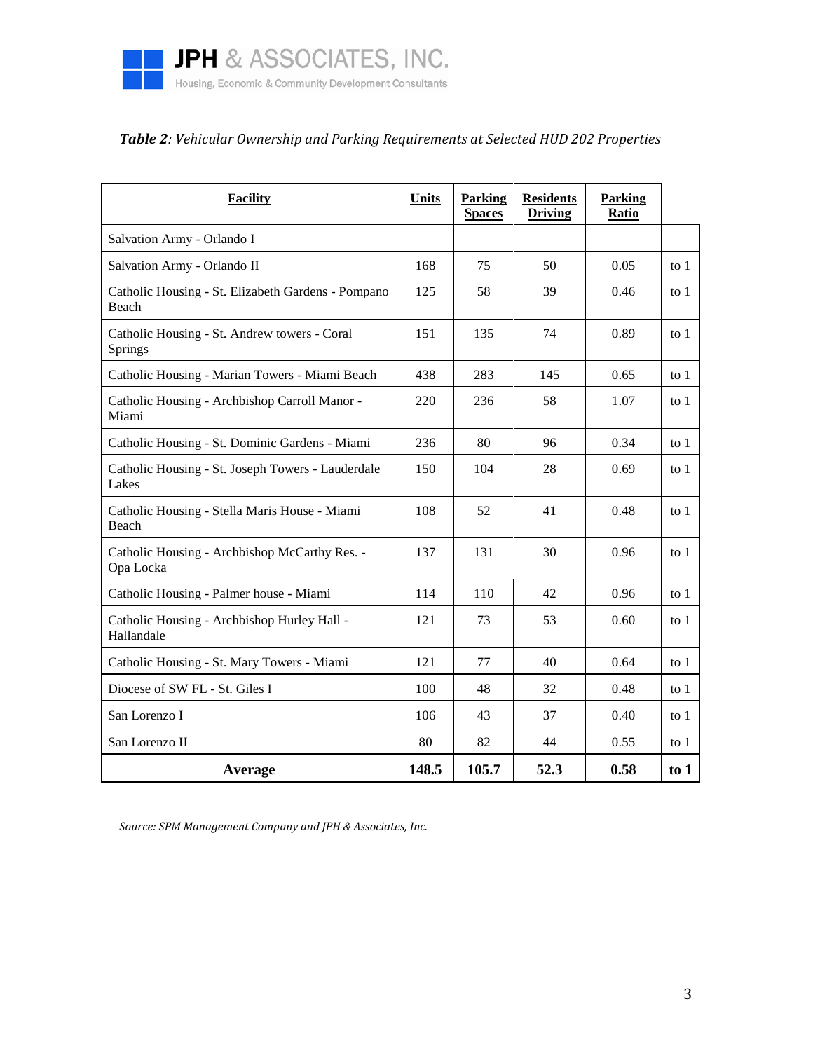**JPH & ASSOCIATES, INC.**
Housing, Economic & Community Development Consultants

***Table 2**: Vehicular Ownership and Parking Requirements at Selected HUD 202 Properties*

| Facility | Units | Parking Spaces | Residents Driving | Parking Ratio | |
|---|---|---|---|---|---|
| Salvation Army - Orlando I | | | | | |
| Salvation Army - Orlando II | 168 | 75 | 50 | 0.05 | to 1 |
| Catholic Housing - St. Elizabeth Gardens - Pompano Beach | 125 | 58 | 39 | 0.46 | to 1 |
| Catholic Housing - St. Andrew towers - Coral Springs | 151 | 135 | 74 | 0.89 | to 1 |
| Catholic Housing - Marian Towers - Miami Beach | 438 | 283 | 145 | 0.65 | to 1 |
| Catholic Housing - Archbishop Carroll Manor - Miami | 220 | 236 | 58 | 1.07 | to 1 |
| Catholic Housing - St. Dominic Gardens - Miami | 236 | 80 | 96 | 0.34 | to 1 |
| Catholic Housing - St. Joseph Towers - Lauderdale Lakes | 150 | 104 | 28 | 0.69 | to 1 |
| Catholic Housing - Stella Maris House - Miami Beach | 108 | 52 | 41 | 0.48 | to 1 |
| Catholic Housing - Archbishop McCarthy Res. - Opa Locka | 137 | 131 | 30 | 0.96 | to 1 |
| Catholic Housing - Palmer house - Miami | 114 | 110 | 42 | 0.96 | to 1 |
| Catholic Housing - Archbishop Hurley Hall - Hallandale | 121 | 73 | 53 | 0.60 | to 1 |
| Catholic Housing - St. Mary Towers - Miami | 121 | 77 | 40 | 0.64 | to 1 |
| Diocese of SW FL - St. Giles I | 100 | 48 | 32 | 0.48 | to 1 |
| San Lorenzo I | 106 | 43 | 37 | 0.40 | to 1 |
| San Lorenzo II | 80 | 82 | 44 | 0.55 | to 1 |
| **Average** | **148.5** | **105.7** | **52.3** | **0.58** | **to 1** |

*Source: SPM Management Company and JPH & Associates, Inc.*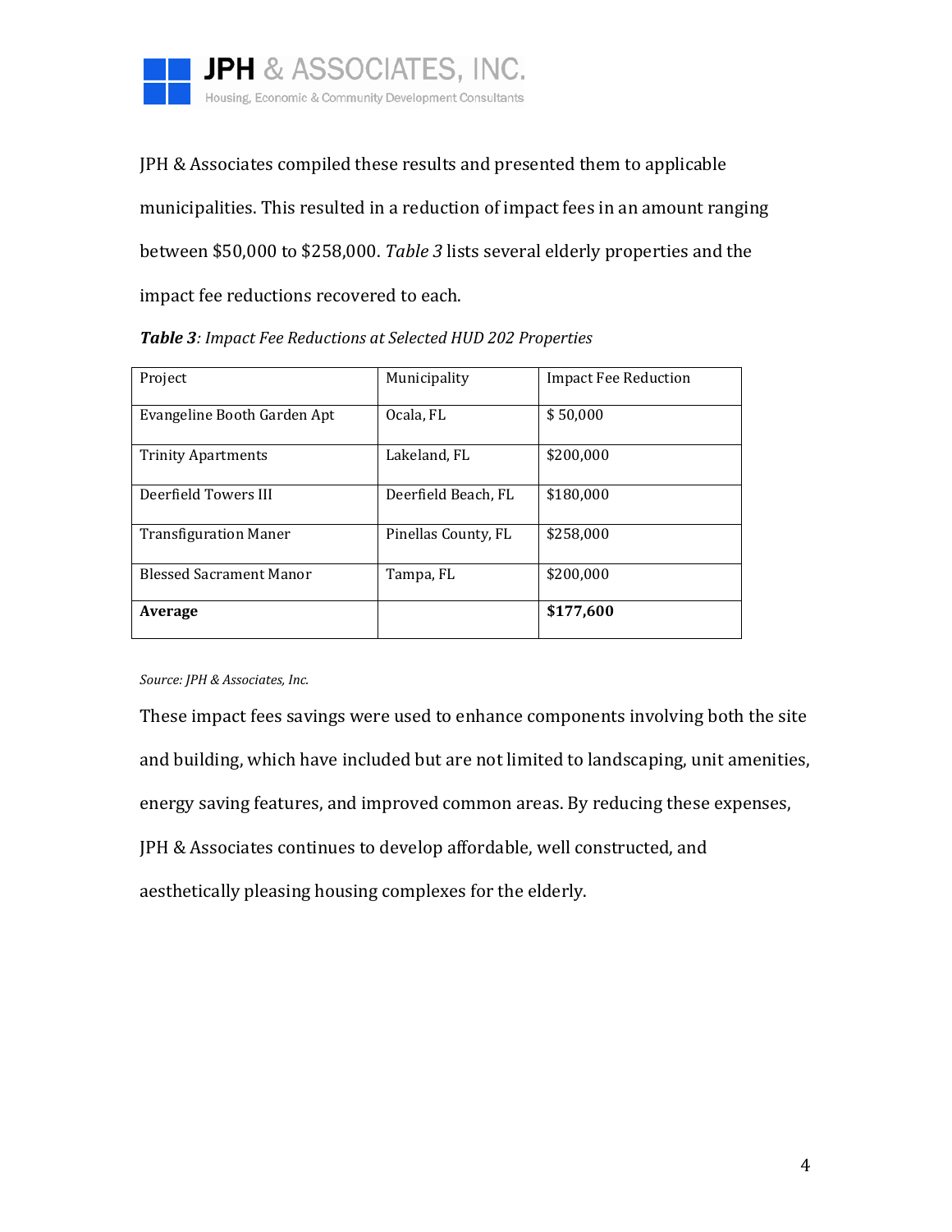JPH & Associates compiled these results and presented them to applicable municipalities. This resulted in a reduction of impact fees in an amount ranging between $50,000 to $258,000. *Table 3* lists several elderly properties and the impact fee reductions recovered to each.

***Table 3****: Impact Fee Reductions at Selected HUD 202 Properties*

| Project | Municipality | Impact Fee Reduction |
|---|---|---|
| Evangeline Booth Garden Apt | Ocala, FL | $ 50,000 |
| Trinity Apartments | Lakeland, FL | $200,000 |
| Deerfield Towers III | Deerfield Beach, FL | $180,000 |
| Transfiguration Maner | Pinellas County, FL | $258,000 |
| Blessed Sacrament Manor | Tampa, FL | $200,000 |
| **Average** | | **$177,600** |

*Source: JPH & Associates, Inc.*

These impact fees savings were used to enhance components involving both the site and building, which have included but are not limited to landscaping, unit amenities, energy saving features, and improved common areas. By reducing these expenses, JPH & Associates continues to develop affordable, well constructed, and aesthetically pleasing housing complexes for the elderly.